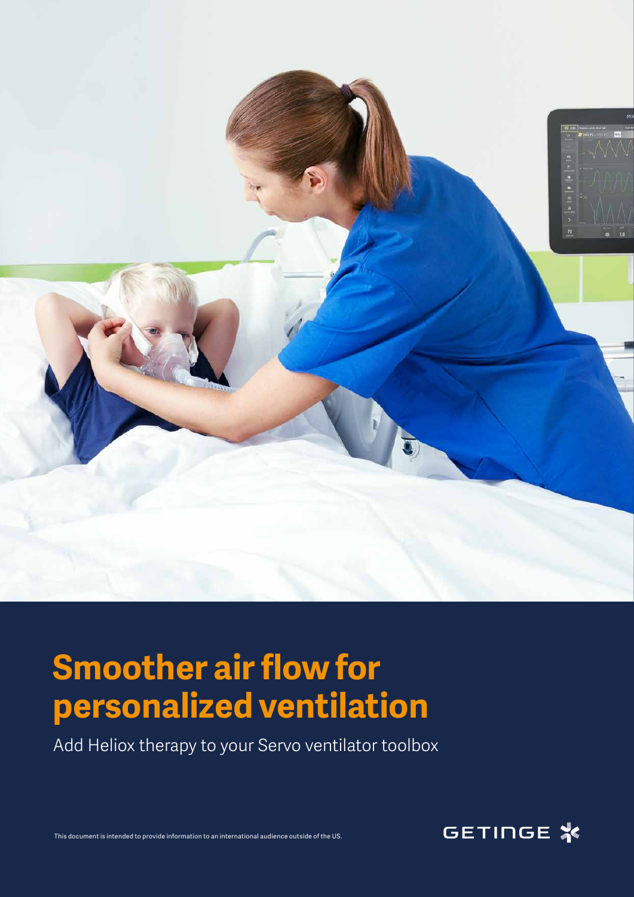# Smoother air flow for personalized ventilation

Add Heliox therapy to your Servo ventilator toolbox

This document is intended to provide information to an international audience outside of the US.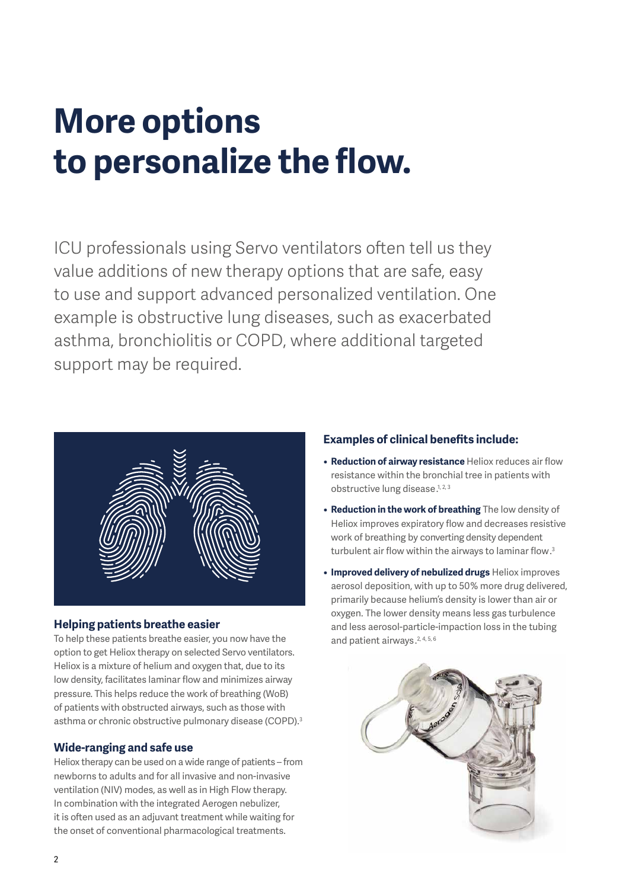# More options to personalize the flow.

ICU professionals using Servo ventilators often tell us they value additions of new therapy options that are safe, easy to use and support advanced personalized ventilation. One example is obstructive lung diseases, such as exacerbated asthma, bronchiolitis or COPD, where additional targeted support may be required.

### Helping patients breathe easier

To help these patients breathe easier, you now have the option to get Heliox therapy on selected Servo ventilators. Heliox is a mixture of helium and oxygen that, due to its low density, facilitates laminar flow and minimizes airway pressure. This helps reduce the work of breathing (WoB) of patients with obstructed airways, such as those with asthma or chronic obstructive pulmonary disease (COPD).[3]

### Wide-ranging and safe use

Heliox therapy can be used on a wide range of patients – from newborns to adults and for all invasive and non-invasive ventilation (NIV) modes, as well as in High Flow therapy. In combination with the integrated Aerogen nebulizer, it is often used as an adjuvant treatment while waiting for the onset of conventional pharmacological treatments.

### Examples of clinical benefits include:

- **Reduction of airway resistance** Heliox reduces air flow resistance within the bronchial tree in patients with obstructive lung disease.[1,2,3]
- **Reduction in the work of breathing** The low density of Heliox improves expiratory flow and decreases resistive work of breathing by converting density dependent turbulent air flow within the airways to laminar flow.[3]
- **Improved delivery of nebulized drugs** Heliox improves aerosol deposition, with up to 50% more drug delivered, primarily because helium's density is lower than air or oxygen. The lower density means less gas turbulence and less aerosol-particle-impaction loss in the tubing and patient airways.[2,4,5,6]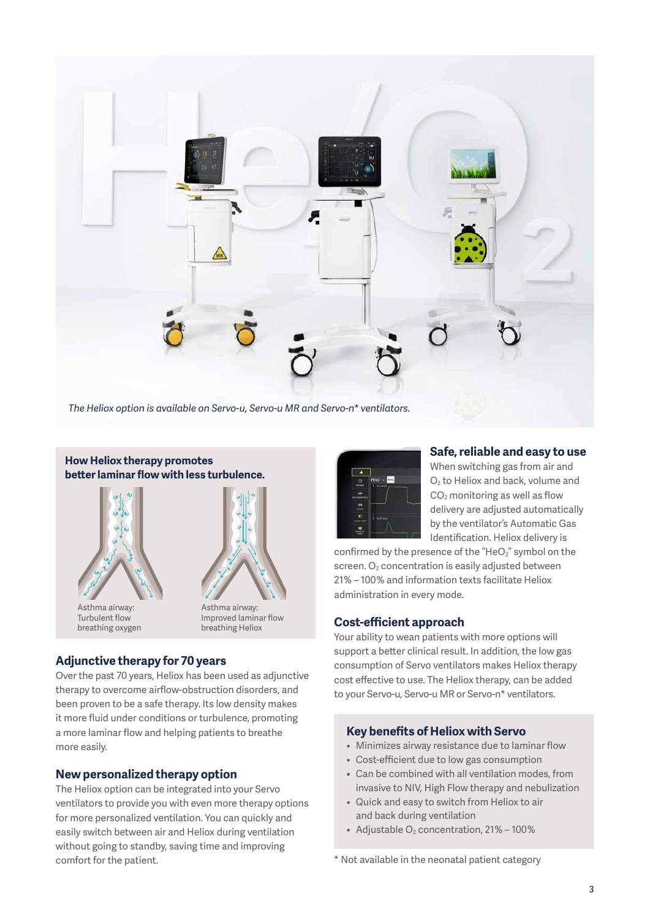*The Heliox option is available on Servo-u, Servo-u MR and Servo-n* ventilators.*

### How Heliox therapy promotes better laminar flow with less turbulence.

Asthma airway: Turbulent flow breathing oxygen

Asthma airway: Improved laminar flow breathing Heliox

## Adjunctive therapy for 70 years

Over the past 70 years, Heliox has been used as adjunctive therapy to overcome airflow-obstruction disorders, and been proven to be a safe therapy. Its low density makes it more fluid under conditions or turbulence, promoting a more laminar flow and helping patients to breathe more easily.

## New personalized therapy option

The Heliox option can be integrated into your Servo ventilators to provide you with even more therapy options for more personalized ventilation. You can quickly and easily switch between air and Heliox during ventilation without going to standby, saving time and improving comfort for the patient.

## Safe, reliable and easy to use

When switching gas from air and $O_2$ to Heliox and back, volume and $CO_2$ monitoring as well as flow delivery are adjusted automatically by the ventilator's Automatic Gas Identification. Heliox delivery is confirmed by the presence of the "$HeO_2$" symbol on the screen. $O_2$ concentration is easily adjusted between 21% – 100% and information texts facilitate Heliox administration in every mode.

## Cost-efficient approach

Your ability to wean patients with more options will support a better clinical result. In addition, the low gas consumption of Servo ventilators makes Heliox therapy cost effective to use. The Heliox therapy, can be added to your Servo-u, Servo-u MR or Servo-n* ventilators.

### Key benefits of Heliox with Servo

- Minimizes airway resistance due to laminar flow
- Cost-efficient due to low gas consumption
- Can be combined with all ventilation modes, from invasive to NIV, High Flow therapy and nebulization
- Quick and easy to switch from Heliox to air and back during ventilation
- Adjustable $O_2$ concentration, 21% – 100%

* Not available in the neonatal patient category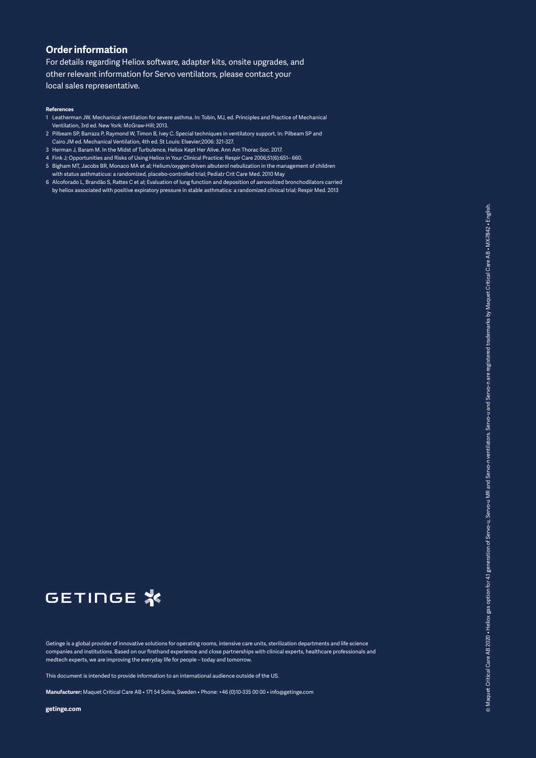## Order information

For details regarding Heliox software, adapter kits, onsite upgrades, and other relevant information for Servo ventilators, please contact your local sales representative.

**References**

1. Leatherman JW. Mechanical ventilation for severe asthma. In: Tobin, MJ, ed. Principles and Practice of Mechanical Ventilation, 3rd ed. New York: McGraw-Hill; 2013.
2. Pilbeam SP, Barraza P, Raymond W, Timon B, Ivey C. Special techniques in ventilatory support. In: Pilbeam SP and Cairo JM ed. Mechanical Ventilation, 4th ed. St Louis: Elsevier;2006: 321-327.
3. Herman J, Baram M. In the Midst of Turbulence, Heliox Kept Her Alive. Ann Am Thorac Soc. 2017.
4. Fink J; Opportunities and Risks of Using Heliox in Your Clinical Practice; Respir Care 2006;51(6):651– 660.
5. Bigham MT, Jacobs BR, Monaco MA et al; Helium/oxygen-driven albuterol nebulization in the management of children with status asthmaticus: a randomized, placebo-controlled trial; Pediatr Crit Care Med. 2010 May
6. Alcoforado L, Brandão S, Rattes C et al; Evaluation of lung function and deposition of aerosolized bronchodilators carried by heliox associated with positive expiratory pressure in stable asthmatics: a randomized clinical trial; Respir Med. 2013

GETINGE

Getinge is a global provider of innovative solutions for operating rooms, intensive care units, sterilization departments and life science companies and institutions. Based on our firsthand experience and close partnerships with clinical experts, healthcare professionals and medtech experts, we are improving the everyday life for people – today and tomorrow.

This document is intended to provide information to an international audience outside of the US.

**Manufacturer:** Maquet Critical Care AB • 171 54 Solna, Sweden • Phone: +46 (0)10-335 00 00 • info@getinge.com

**getinge.com**

© Maquet Critical Care AB 2020 • Heliox gas option for 4.1 generation of Servo-u, Servo-u MR and Servo-n ventilators. Servo-u and Servo-n are registered trademarks by Maquet Critical Care AB • MX-7842 • English.